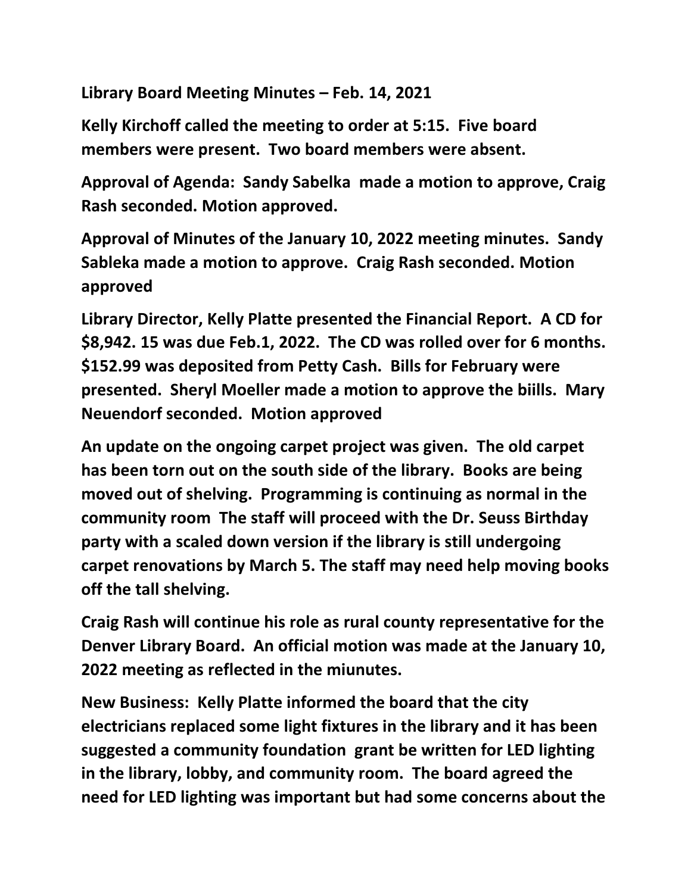**Library Board Meeting Minutes – Feb. 14, 2021**

**Kelly Kirchoff called the meeting to order at 5:15. Five board members were present. Two board members were absent.**

**Approval of Agenda: Sandy Sabelka made a motion to approve, Craig Rash seconded. Motion approved.**

**Approval of Minutes of the January 10, 2022 meeting minutes. Sandy Sableka made a motion to approve. Craig Rash seconded. Motion approved**

**Library Director, Kelly Platte presented the Financial Report. A CD for $8,942. 15 was due Feb.1, 2022. The CD was rolled over for 6 months. $152.99 was deposited from Petty Cash. Bills for February were presented. Sheryl Moeller made a motion to approve the biills. Mary Neuendorf seconded. Motion approved**

**An update on the ongoing carpet project was given. The old carpet has been torn out on the south side of the library. Books are being moved out of shelving. Programming is continuing as normal in the community room The staff will proceed with the Dr. Seuss Birthday party with a scaled down version if the library is still undergoing carpet renovations by March 5. The staff may need help moving books off the tall shelving.**

**Craig Rash will continue his role as rural county representative for the Denver Library Board. An official motion was made at the January 10, 2022 meeting as reflected in the miunutes.**

**New Business: Kelly Platte informed the board that the city electricians replaced some light fixtures in the library and it has been suggested a community foundation grant be written for LED lighting in the library, lobby, and community room. The board agreed the need for LED lighting was important but had some concerns about the**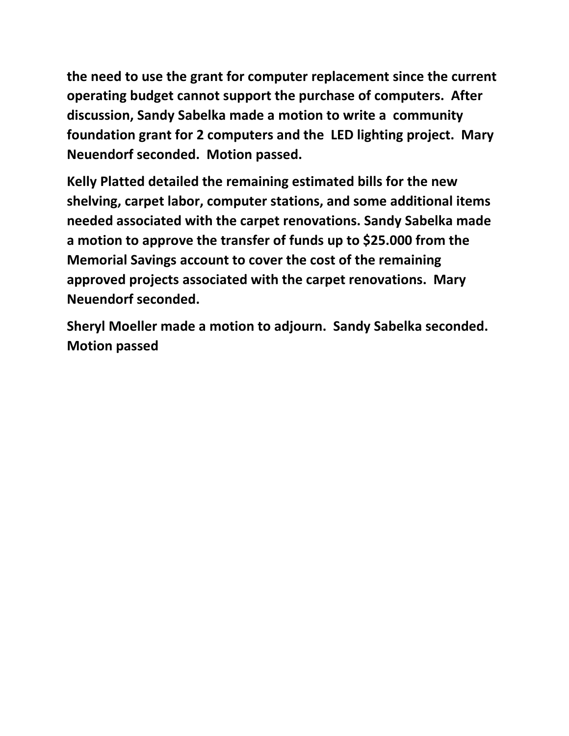**the need to use the grant for computer replacement since the current operating budget cannot support the purchase of computers. After discussion, Sandy Sabelka made a motion to write a community foundation grant for 2 computers and the LED lighting project. Mary Neuendorf seconded. Motion passed.**

**Kelly Platted detailed the remaining estimated bills for the new shelving, carpet labor, computer stations, and some additional items needed associated with the carpet renovations. Sandy Sabelka made a motion to approve the transfer of funds up to $25.000 from the Memorial Savings account to cover the cost of the remaining approved projects associated with the carpet renovations. Mary Neuendorf seconded.**

**Sheryl Moeller made a motion to adjourn. Sandy Sabelka seconded. Motion passed**